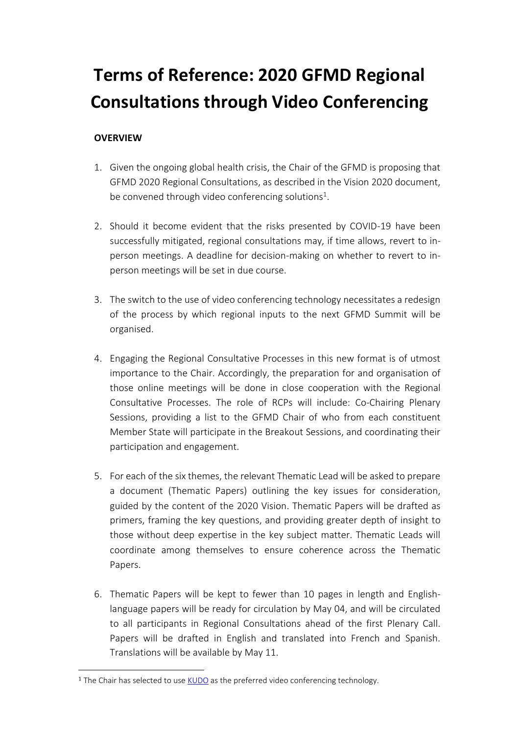# Terms of Reference: 2020 GFMD Regional Consultations through Video Conferencing

**OVERVIEW**

1. Given the ongoing global health crisis, the Chair of the GFMD is proposing that GFMD 2020 Regional Consultations, as described in the Vision 2020 document, be convened through video conferencing solutions[1].

2. Should it become evident that the risks presented by COVID-19 have been successfully mitigated, regional consultations may, if time allows, revert to in-person meetings. A deadline for decision-making on whether to revert to in-person meetings will be set in due course.

3. The switch to the use of video conferencing technology necessitates a redesign of the process by which regional inputs to the next GFMD Summit will be organised.

4. Engaging the Regional Consultative Processes in this new format is of utmost importance to the Chair. Accordingly, the preparation for and organisation of those online meetings will be done in close cooperation with the Regional Consultative Processes. The role of RCPs will include: Co-Chairing Plenary Sessions, providing a list to the GFMD Chair of who from each constituent Member State will participate in the Breakout Sessions, and coordinating their participation and engagement.

5. For each of the six themes, the relevant Thematic Lead will be asked to prepare a document (Thematic Papers) outlining the key issues for consideration, guided by the content of the 2020 Vision. Thematic Papers will be drafted as primers, framing the key questions, and providing greater depth of insight to those without deep expertise in the key subject matter. Thematic Leads will coordinate among themselves to ensure coherence across the Thematic Papers.

6. Thematic Papers will be kept to fewer than 10 pages in length and English-language papers will be ready for circulation by May 04, and will be circulated to all participants in Regional Consultations ahead of the first Plenary Call. Papers will be drafted in English and translated into French and Spanish. Translations will be available by May 11.

---

[1] The Chair has selected to use KUDO as the preferred video conferencing technology.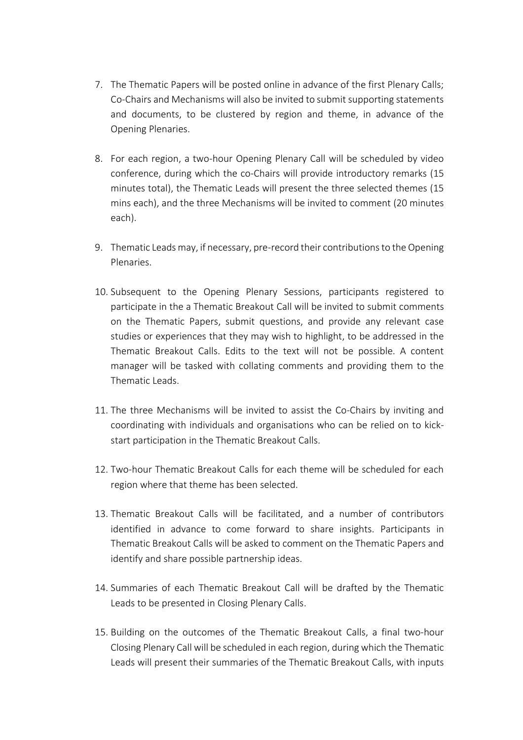7. The Thematic Papers will be posted online in advance of the first Plenary Calls; Co-Chairs and Mechanisms will also be invited to submit supporting statements and documents, to be clustered by region and theme, in advance of the Opening Plenaries.

8. For each region, a two-hour Opening Plenary Call will be scheduled by video conference, during which the co-Chairs will provide introductory remarks (15 minutes total), the Thematic Leads will present the three selected themes (15 mins each), and the three Mechanisms will be invited to comment (20 minutes each).

9. Thematic Leads may, if necessary, pre-record their contributions to the Opening Plenaries.

10. Subsequent to the Opening Plenary Sessions, participants registered to participate in the a Thematic Breakout Call will be invited to submit comments on the Thematic Papers, submit questions, and provide any relevant case studies or experiences that they may wish to highlight, to be addressed in the Thematic Breakout Calls. Edits to the text will not be possible. A content manager will be tasked with collating comments and providing them to the Thematic Leads.

11. The three Mechanisms will be invited to assist the Co-Chairs by inviting and coordinating with individuals and organisations who can be relied on to kick-start participation in the Thematic Breakout Calls.

12. Two-hour Thematic Breakout Calls for each theme will be scheduled for each region where that theme has been selected.

13. Thematic Breakout Calls will be facilitated, and a number of contributors identified in advance to come forward to share insights. Participants in Thematic Breakout Calls will be asked to comment on the Thematic Papers and identify and share possible partnership ideas.

14. Summaries of each Thematic Breakout Call will be drafted by the Thematic Leads to be presented in Closing Plenary Calls.

15. Building on the outcomes of the Thematic Breakout Calls, a final two-hour Closing Plenary Call will be scheduled in each region, during which the Thematic Leads will present their summaries of the Thematic Breakout Calls, with inputs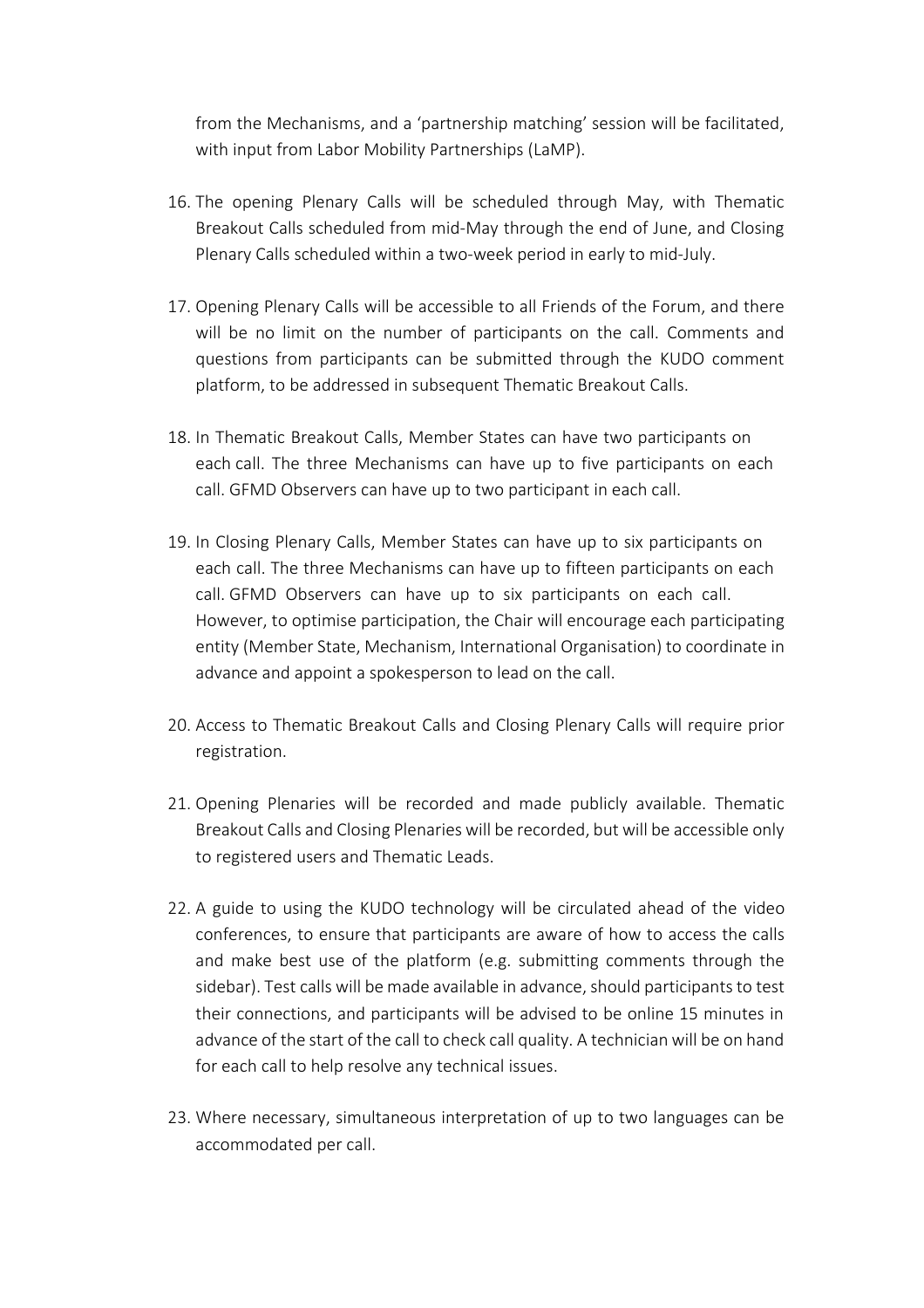from the Mechanisms, and a 'partnership matching' session will be facilitated, with input from Labor Mobility Partnerships (LaMP).

16. The opening Plenary Calls will be scheduled through May, with Thematic Breakout Calls scheduled from mid-May through the end of June, and Closing Plenary Calls scheduled within a two-week period in early to mid-July.

17. Opening Plenary Calls will be accessible to all Friends of the Forum, and there will be no limit on the number of participants on the call. Comments and questions from participants can be submitted through the KUDO comment platform, to be addressed in subsequent Thematic Breakout Calls.

18. In Thematic Breakout Calls, Member States can have two participants on each call. The three Mechanisms can have up to five participants on each call. GFMD Observers can have up to two participant in each call.

19. In Closing Plenary Calls, Member States can have up to six participants on each call. The three Mechanisms can have up to fifteen participants on each call. GFMD Observers can have up to six participants on each call. However, to optimise participation, the Chair will encourage each participating entity (Member State, Mechanism, International Organisation) to coordinate in advance and appoint a spokesperson to lead on the call.

20. Access to Thematic Breakout Calls and Closing Plenary Calls will require prior registration.

21. Opening Plenaries will be recorded and made publicly available. Thematic Breakout Calls and Closing Plenaries will be recorded, but will be accessible only to registered users and Thematic Leads.

22. A guide to using the KUDO technology will be circulated ahead of the video conferences, to ensure that participants are aware of how to access the calls and make best use of the platform (e.g. submitting comments through the sidebar). Test calls will be made available in advance, should participants to test their connections, and participants will be advised to be online 15 minutes in advance of the start of the call to check call quality. A technician will be on hand for each call to help resolve any technical issues.

23. Where necessary, simultaneous interpretation of up to two languages can be accommodated per call.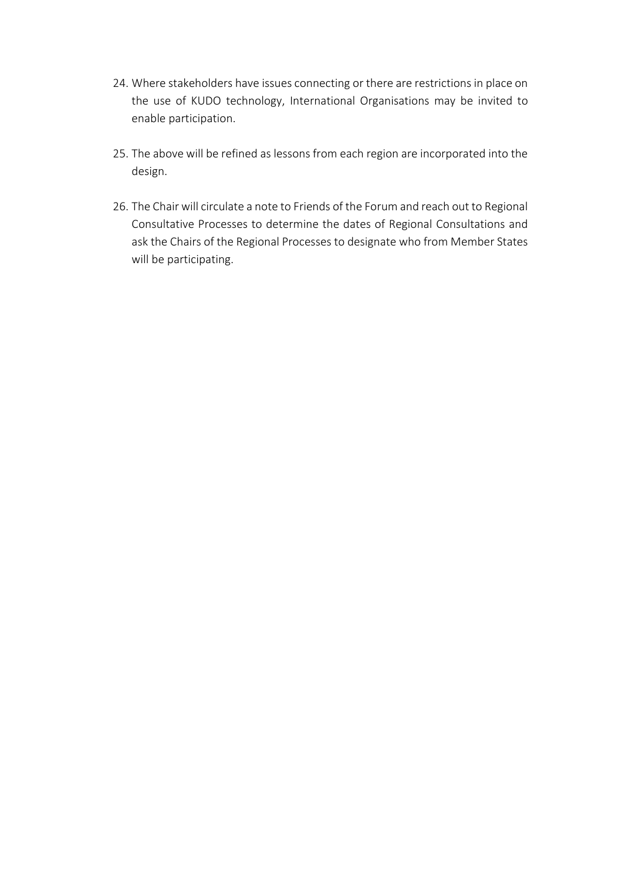24. Where stakeholders have issues connecting or there are restrictions in place on the use of KUDO technology, International Organisations may be invited to enable participation.

25. The above will be refined as lessons from each region are incorporated into the design.

26. The Chair will circulate a note to Friends of the Forum and reach out to Regional Consultative Processes to determine the dates of Regional Consultations and ask the Chairs of the Regional Processes to designate who from Member States will be participating.